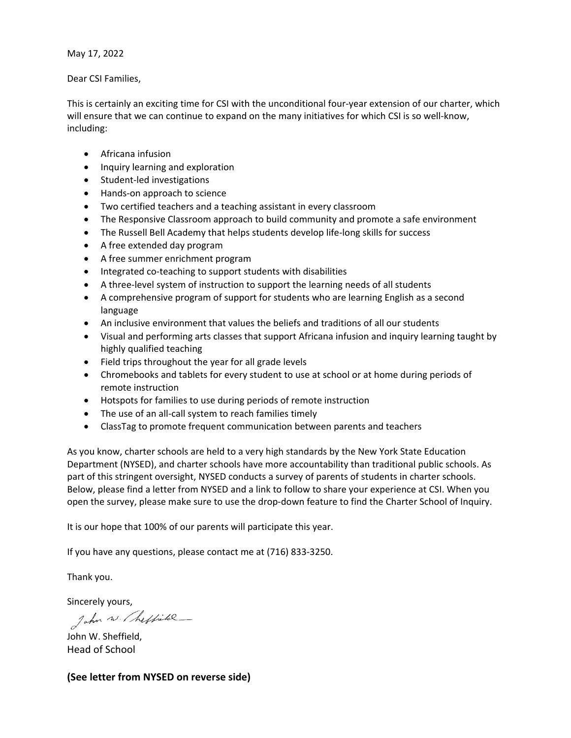May 17, 2022

Dear CSI Families,

This is certainly an exciting time for CSI with the unconditional four-year extension of our charter, which will ensure that we can continue to expand on the many initiatives for which CSI is so well-know, including:

- Africana infusion
- Inquiry learning and exploration
- Student-led investigations
- Hands-on approach to science
- Two certified teachers and a teaching assistant in every classroom
- The Responsive Classroom approach to build community and promote a safe environment
- The Russell Bell Academy that helps students develop life-long skills for success
- A free extended day program
- A free summer enrichment program
- Integrated co-teaching to support students with disabilities
- A three-level system of instruction to support the learning needs of all students
- A comprehensive program of support for students who are learning English as a second language
- An inclusive environment that values the beliefs and traditions of all our students
- Visual and performing arts classes that support Africana infusion and inquiry learning taught by highly qualified teaching
- Field trips throughout the year for all grade levels
- Chromebooks and tablets for every student to use at school or at home during periods of remote instruction
- Hotspots for families to use during periods of remote instruction
- The use of an all-call system to reach families timely
- ClassTag to promote frequent communication between parents and teachers

As you know, charter schools are held to a very high standards by the New York State Education Department (NYSED), and charter schools have more accountability than traditional public schools. As part of this stringent oversight, NYSED conducts a survey of parents of students in charter schools. Below, please find a letter from NYSED and a link to follow to share your experience at CSI. When you open the survey, please make sure to use the drop-down feature to find the Charter School of Inquiry.

It is our hope that 100% of our parents will participate this year.

If you have any questions, please contact me at (716) 833-3250.

Thank you.

Sincerely yours,

John W. Sheffield

John W. Sheffield,
Head of School

**(See letter from NYSED on reverse side)**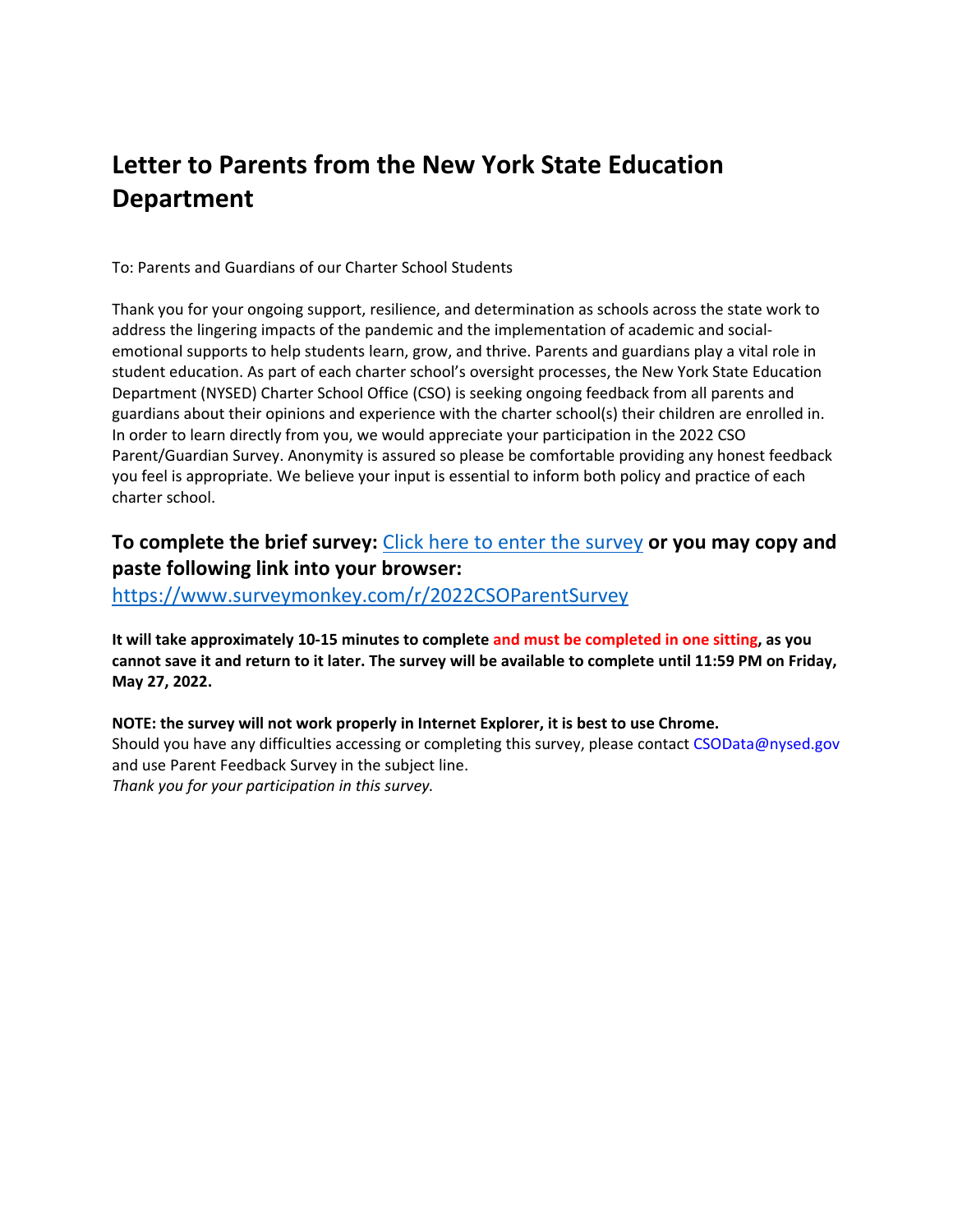# Letter to Parents from the New York State Education Department

To: Parents and Guardians of our Charter School Students

Thank you for your ongoing support, resilience, and determination as schools across the state work to address the lingering impacts of the pandemic and the implementation of academic and social-emotional supports to help students learn, grow, and thrive. Parents and guardians play a vital role in student education. As part of each charter school's oversight processes, the New York State Education Department (NYSED) Charter School Office (CSO) is seeking ongoing feedback from all parents and guardians about their opinions and experience with the charter school(s) their children are enrolled in. In order to learn directly from you, we would appreciate your participation in the 2022 CSO Parent/Guardian Survey. Anonymity is assured so please be comfortable providing any honest feedback you feel is appropriate. We believe your input is essential to inform both policy and practice of each charter school.

## To complete the brief survey: [Click here to enter the survey](https://www.surveymonkey.com/r/2022CSOParentSurvey) or you may copy and paste following link into your browser:

[https://www.surveymonkey.com/r/2022CSOParentSurvey](https://www.surveymonkey.com/r/2022CSOParentSurvey)

**It will take approximately 10-15 minutes to complete and must be completed in one sitting, as you cannot save it and return to it later. The survey will be available to complete until 11:59 PM on Friday, May 27, 2022.**

**NOTE: the survey will not work properly in Internet Explorer, it is best to use Chrome.**
Should you have any difficulties accessing or completing this survey, please contact CSOData@nysed.gov and use Parent Feedback Survey in the subject line.
*Thank you for your participation in this survey.*